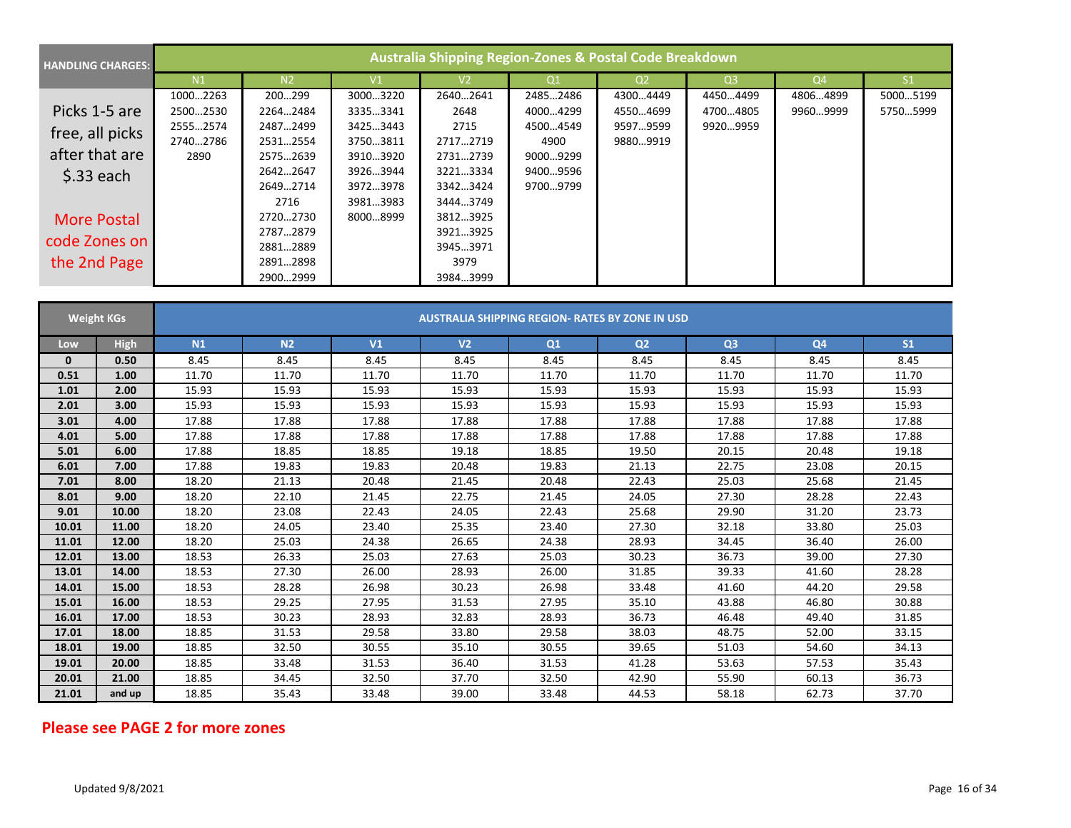| HANDLING CHARGES: | Australia Shipping Region-Zones & Postal Code Breakdown | | | | | | | | |
|---|---|---|---|---|---|---|---|---|---|
| | N1 | N2 | V1 | V2 | Q1 | Q2 | Q3 | Q4 | S1 |
| Picks 1-5 are free, all picks after that are $.33 each | 1000…2263 | 200…299 | 3000…3220 | 2640…2641 | 2485…2486 | 4300…4449 | 4450…4499 | 4806…4899 | 5000…5199 |
| | 2500…2530 | 2264…2484 | 3335…3341 | 2648 | 4000…4299 | 4550…4699 | 4700…4805 | 9960…9999 | 5750…5999 |
| | 2555…2574 | 2487…2499 | 3425…3443 | 2715 | 4500…4549 | 9597…9599 | 9920…9959 | | |
| | 2740…2786 | 2531…2554 | 3750…3811 | 2717…2719 | 4900 | 9880…9919 | | | |
| | 2890 | 2575…2639 | 3910…3920 | 2731…2739 | 9000…9299 | | | | |
| More Postal code Zones on the 2nd Page | | 2642…2647 | 3926…3944 | 3221…3334 | 9400…9596 | | | | |
| | | 2649…2714 | 3972…3978 | 3342…3424 | 9700…9799 | | | | |
| | | 2716 | 3981…3983 | 3444…3749 | | | | | |
| | | 2720…2730 | 8000…8999 | 3812…3925 | | | | | |
| | | 2787…2879 | | 3921…3925 | | | | | |
| | | 2881…2889 | | 3945…3971 | | | | | |
| | | 2891…2898 | | 3979 | | | | | |
| | | 2900…2999 | | 3984…3999 | | | | | |

| Weight KGs | | AUSTRALIA SHIPPING REGION- RATES BY ZONE IN USD | | | | | | | | |
|---|---|---|---|---|---|---|---|---|---|---|
| Low | High | N1 | N2 | V1 | V2 | Q1 | Q2 | Q3 | Q4 | S1 |
| 0 | 0.50 | 8.45 | 8.45 | 8.45 | 8.45 | 8.45 | 8.45 | 8.45 | 8.45 | 8.45 |
| 0.51 | 1.00 | 11.70 | 11.70 | 11.70 | 11.70 | 11.70 | 11.70 | 11.70 | 11.70 | 11.70 |
| 1.01 | 2.00 | 15.93 | 15.93 | 15.93 | 15.93 | 15.93 | 15.93 | 15.93 | 15.93 | 15.93 |
| 2.01 | 3.00 | 15.93 | 15.93 | 15.93 | 15.93 | 15.93 | 15.93 | 15.93 | 15.93 | 15.93 |
| 3.01 | 4.00 | 17.88 | 17.88 | 17.88 | 17.88 | 17.88 | 17.88 | 17.88 | 17.88 | 17.88 |
| 4.01 | 5.00 | 17.88 | 17.88 | 17.88 | 17.88 | 17.88 | 17.88 | 17.88 | 17.88 | 17.88 |
| 5.01 | 6.00 | 17.88 | 18.85 | 18.85 | 19.18 | 18.85 | 19.50 | 20.15 | 20.48 | 19.18 |
| 6.01 | 7.00 | 17.88 | 19.83 | 19.83 | 20.48 | 19.83 | 21.13 | 22.75 | 23.08 | 20.15 |
| 7.01 | 8.00 | 18.20 | 21.13 | 20.48 | 21.45 | 20.48 | 22.43 | 25.03 | 25.68 | 21.45 |
| 8.01 | 9.00 | 18.20 | 22.10 | 21.45 | 22.75 | 21.45 | 24.05 | 27.30 | 28.28 | 22.43 |
| 9.01 | 10.00 | 18.20 | 23.08 | 22.43 | 24.05 | 22.43 | 25.68 | 29.90 | 31.20 | 23.73 |
| 10.01 | 11.00 | 18.20 | 24.05 | 23.40 | 25.35 | 23.40 | 27.30 | 32.18 | 33.80 | 25.03 |
| 11.01 | 12.00 | 18.20 | 25.03 | 24.38 | 26.65 | 24.38 | 28.93 | 34.45 | 36.40 | 26.00 |
| 12.01 | 13.00 | 18.53 | 26.33 | 25.03 | 27.63 | 25.03 | 30.23 | 36.73 | 39.00 | 27.30 |
| 13.01 | 14.00 | 18.53 | 27.30 | 26.00 | 28.93 | 26.00 | 31.85 | 39.33 | 41.60 | 28.28 |
| 14.01 | 15.00 | 18.53 | 28.28 | 26.98 | 30.23 | 26.98 | 33.48 | 41.60 | 44.20 | 29.58 |
| 15.01 | 16.00 | 18.53 | 29.25 | 27.95 | 31.53 | 27.95 | 35.10 | 43.88 | 46.80 | 30.88 |
| 16.01 | 17.00 | 18.53 | 30.23 | 28.93 | 32.83 | 28.93 | 36.73 | 46.48 | 49.40 | 31.85 |
| 17.01 | 18.00 | 18.85 | 31.53 | 29.58 | 33.80 | 29.58 | 38.03 | 48.75 | 52.00 | 33.15 |
| 18.01 | 19.00 | 18.85 | 32.50 | 30.55 | 35.10 | 30.55 | 39.65 | 51.03 | 54.60 | 34.13 |
| 19.01 | 20.00 | 18.85 | 33.48 | 31.53 | 36.40 | 31.53 | 41.28 | 53.63 | 57.53 | 35.43 |
| 20.01 | 21.00 | 18.85 | 34.45 | 32.50 | 37.70 | 32.50 | 42.90 | 55.90 | 60.13 | 36.73 |
| 21.01 | and up | 18.85 | 35.43 | 33.48 | 39.00 | 33.48 | 44.53 | 58.18 | 62.73 | 37.70 |

**Please see PAGE 2 for more zones**

Updated 9/8/2021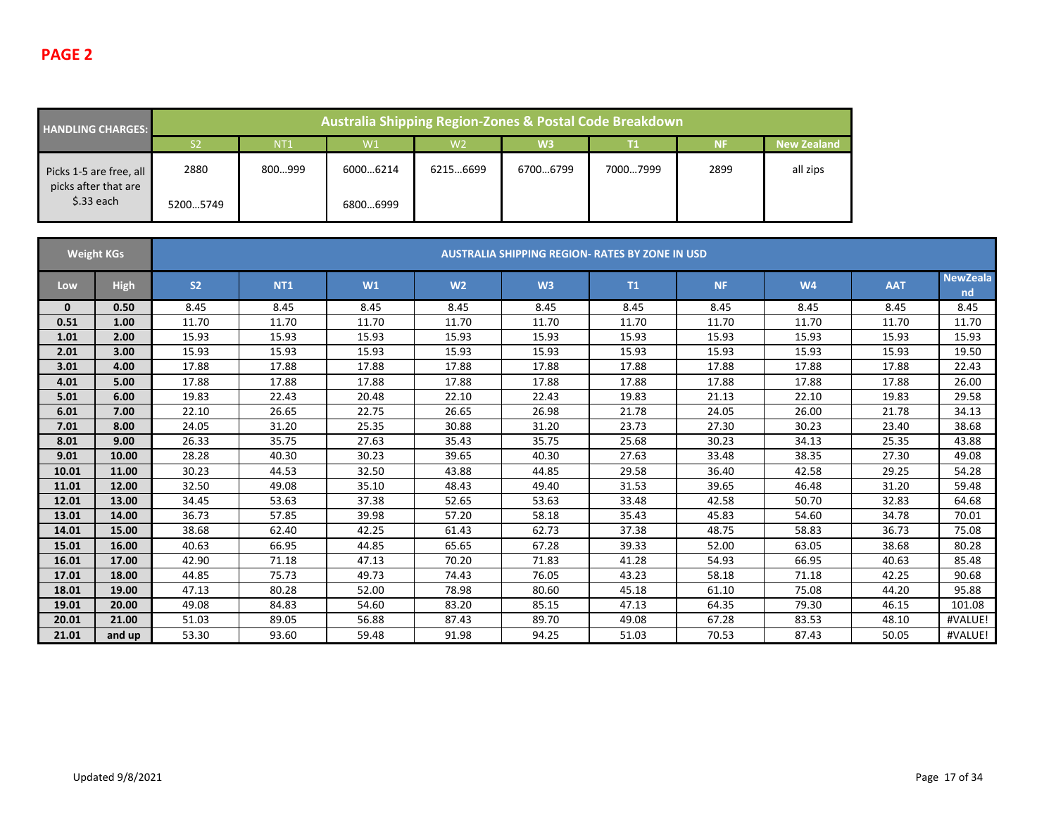## PAGE 2

| HANDLING CHARGES: | Australia Shipping Region-Zones & Postal Code Breakdown | | | | | | | |
|---|---|---|---|---|---|---|---|---|
| | S2 | NT1 | W1 | W2 | W3 | T1 | NF | New Zealand |
| Picks 1-5 are free, all picks after that are $.33 each | 2880<br>5200…5749 | 800…999 | 6000…6214<br>6800…6999 | 6215…6699 | 6700…6799 | 7000…7999 | 2899 | all zips |

| Weight KGs | | AUSTRALIA SHIPPING REGION- RATES BY ZONE IN USD | | | | | | | | | |
|---|---|---|---|---|---|---|---|---|---|---|---|
| Low | High | S2 | NT1 | W1 | W2 | W3 | T1 | NF | W4 | AAT | NewZealand |
| 0 | 0.50 | 8.45 | 8.45 | 8.45 | 8.45 | 8.45 | 8.45 | 8.45 | 8.45 | 8.45 | 8.45 |
| 0.51 | 1.00 | 11.70 | 11.70 | 11.70 | 11.70 | 11.70 | 11.70 | 11.70 | 11.70 | 11.70 | 11.70 |
| 1.01 | 2.00 | 15.93 | 15.93 | 15.93 | 15.93 | 15.93 | 15.93 | 15.93 | 15.93 | 15.93 | 15.93 |
| 2.01 | 3.00 | 15.93 | 15.93 | 15.93 | 15.93 | 15.93 | 15.93 | 15.93 | 15.93 | 15.93 | 19.50 |
| 3.01 | 4.00 | 17.88 | 17.88 | 17.88 | 17.88 | 17.88 | 17.88 | 17.88 | 17.88 | 17.88 | 22.43 |
| 4.01 | 5.00 | 17.88 | 17.88 | 17.88 | 17.88 | 17.88 | 17.88 | 17.88 | 17.88 | 17.88 | 26.00 |
| 5.01 | 6.00 | 19.83 | 22.43 | 20.48 | 22.10 | 22.43 | 19.83 | 21.13 | 22.10 | 19.83 | 29.58 |
| 6.01 | 7.00 | 22.10 | 26.65 | 22.75 | 26.65 | 26.98 | 21.78 | 24.05 | 26.00 | 21.78 | 34.13 |
| 7.01 | 8.00 | 24.05 | 31.20 | 25.35 | 30.88 | 31.20 | 23.73 | 27.30 | 30.23 | 23.40 | 38.68 |
| 8.01 | 9.00 | 26.33 | 35.75 | 27.63 | 35.43 | 35.75 | 25.68 | 30.23 | 34.13 | 25.35 | 43.88 |
| 9.01 | 10.00 | 28.28 | 40.30 | 30.23 | 39.65 | 40.30 | 27.63 | 33.48 | 38.35 | 27.30 | 49.08 |
| 10.01 | 11.00 | 30.23 | 44.53 | 32.50 | 43.88 | 44.85 | 29.58 | 36.40 | 42.58 | 29.25 | 54.28 |
| 11.01 | 12.00 | 32.50 | 49.08 | 35.10 | 48.43 | 49.40 | 31.53 | 39.65 | 46.48 | 31.20 | 59.48 |
| 12.01 | 13.00 | 34.45 | 53.63 | 37.38 | 52.65 | 53.63 | 33.48 | 42.58 | 50.70 | 32.83 | 64.68 |
| 13.01 | 14.00 | 36.73 | 57.85 | 39.98 | 57.20 | 58.18 | 35.43 | 45.83 | 54.60 | 34.78 | 70.01 |
| 14.01 | 15.00 | 38.68 | 62.40 | 42.25 | 61.43 | 62.73 | 37.38 | 48.75 | 58.83 | 36.73 | 75.08 |
| 15.01 | 16.00 | 40.63 | 66.95 | 44.85 | 65.65 | 67.28 | 39.33 | 52.00 | 63.05 | 38.68 | 80.28 |
| 16.01 | 17.00 | 42.90 | 71.18 | 47.13 | 70.20 | 71.83 | 41.28 | 54.93 | 66.95 | 40.63 | 85.48 |
| 17.01 | 18.00 | 44.85 | 75.73 | 49.73 | 74.43 | 76.05 | 43.23 | 58.18 | 71.18 | 42.25 | 90.68 |
| 18.01 | 19.00 | 47.13 | 80.28 | 52.00 | 78.98 | 80.60 | 45.18 | 61.10 | 75.08 | 44.20 | 95.88 |
| 19.01 | 20.00 | 49.08 | 84.83 | 54.60 | 83.20 | 85.15 | 47.13 | 64.35 | 79.30 | 46.15 | 101.08 |
| 20.01 | 21.00 | 51.03 | 89.05 | 56.88 | 87.43 | 89.70 | 49.08 | 67.28 | 83.53 | 48.10 | #VALUE! |
| 21.01 | and up | 53.30 | 93.60 | 59.48 | 91.98 | 94.25 | 51.03 | 70.53 | 87.43 | 50.05 | #VALUE! |

Updated 9/8/2021